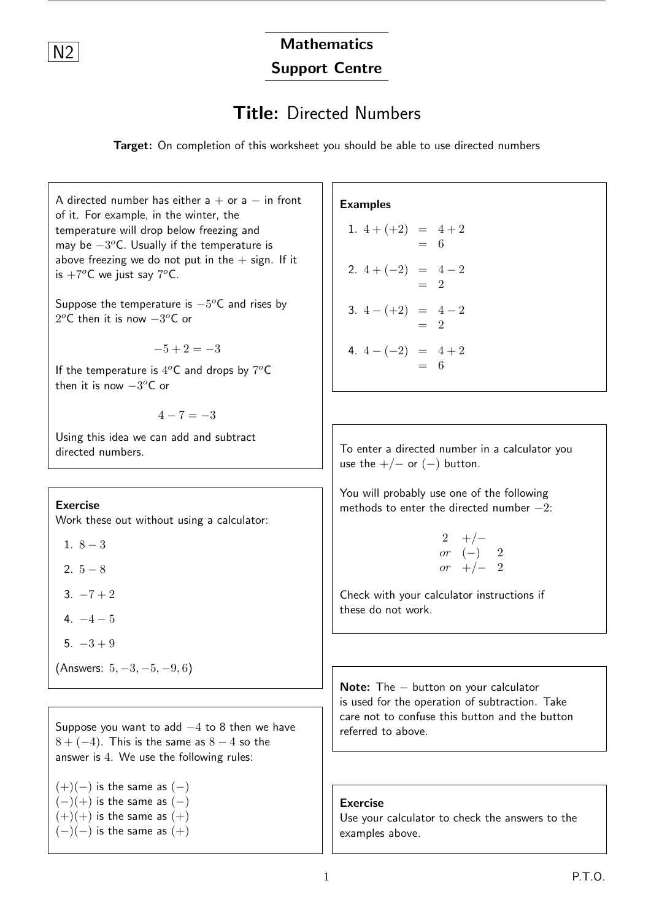N2

**Mathematics Support Centre**

# Title: Directed Numbers

**Target:** On completion of this worksheet you should be able to use directed numbers

A directed number has either a $+$ or a $-$ in front of it. For example, in the winter, the temperature will drop below freezing and may be $-3^o$C. Usually if the temperature is above freezing we do not put in the $+$ sign. If it is $+7^o$C we just say $7^o$C.

Suppose the temperature is $-5^o$C and rises by $2^o$C then it is now $-3^o$C or

$$-5 + 2 = -3$$

If the temperature is $4^o$C and drops by $7^o$C then it is now $-3^o$C or

$$4 - 7 = -3$$

Using this idea we can add and subtract directed numbers.

**Exercise**
Work these out without using a calculator:

1. $8 - 3$
2. $5 - 8$
3. $-7 + 2$
4. $-4 - 5$
5. $-3 + 9$

(Answers: $5, -3, -5, -9, 6$)

Suppose you want to add $-4$ to 8 then we have $8 + (-4)$. This is the same as $8 - 4$ so the answer is $4$. We use the following rules:

$(+)(-)$ is the same as $(-)$
$(-)(+)$ is the same as $(-)$
$(+)(+)$ is the same as $(+)$
$(-)(-)$ is the same as $(+)$

**Examples**

1. $$4 + (+2) = 4 + 2 = 6$$
2. $$4 + (-2) = 4 - 2 = 2$$
3. $$4 - (+2) = 4 - 2 = 2$$
4. $$4 - (-2) = 4 + 2 = 6$$

To enter a directed number in a calculator you use the $+/-$ or $(-)$ button.

You will probably use one of the following methods to enter the directed number $-2$:

$2 \quad +/-$
*or* $\quad (-) \quad 2$
*or* $\quad +/- \quad 2$

Check with your calculator instructions if these do not work.

**Note:** The $-$ button on your calculator is used for the operation of subtraction. Take care not to confuse this button and the button referred to above.

**Exercise**
Use your calculator to check the answers to the examples above.

P.T.O.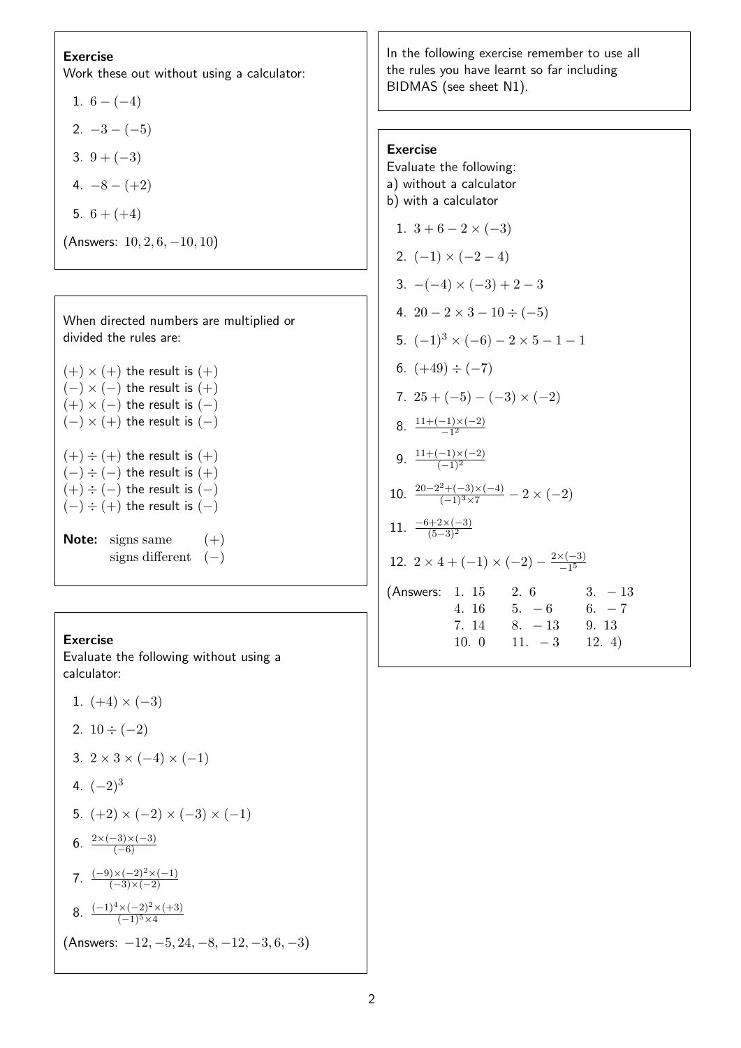**Exercise**

Work these out without using a calculator:

1. $6 - (-4)$
2. $-3 - (-5)$
3. $9 + (-3)$
4. $-8 - (+2)$
5. $6 + (+4)$

(Answers: $10, 2, 6, -10, 10$)

When directed numbers are multiplied or divided the rules are:

$(+) \times (+)$ the result is $(+)$
$(-) \times (-)$ the result is $(+)$
$(+) \times (-)$ the result is $(-)$
$(-) \times (+)$ the result is $(-)$

$(+) \div (+)$ the result is $(+)$
$(-) \div (-)$ the result is $(+)$
$(+) \div (-)$ the result is $(-)$
$(-) \div (+)$ the result is $(-)$

**Note:** signs same $(+)$
signs different $(-)$

**Exercise**

Evaluate the following without using a calculator:

1. $(+4) \times (-3)$
2. $10 \div (-2)$
3. $2 \times 3 \times (-4) \times (-1)$
4. $(-2)^3$
5. $(+2) \times (-2) \times (-3) \times (-1)$
6. $\frac{2\times(-3)\times(-3)}{(-6)}$
7. $\frac{(-9)\times(-2)^2\times(-1)}{(-3)\times(-2)}$
8. $\frac{(-1)^4\times(-2)^2\times(+3)}{(-1)^5\times 4}$

(Answers: $-12, -5, 24, -8, -12, -3, 6, -3$)

In the following exercise remember to use all the rules you have learnt so far including BIDMAS (see sheet N1).

**Exercise**

Evaluate the following:
a) without a calculator
b) with a calculator

1. $3 + 6 - 2 \times (-3)$
2. $(-1) \times (-2 - 4)$
3. $-(-4) \times (-3) + 2 - 3$
4. $20 - 2 \times 3 - 10 \div (-5)$
5. $(-1)^3 \times (-6) - 2 \times 5 - 1 - 1$
6. $(+49) \div (-7)$
7. $25 + (-5) - (-3) \times (-2)$
8. $\frac{11+(-1)\times(-2)}{-1^2}$
9. $\frac{11+(-1)\times(-2)}{(-1)^2}$
10. $\frac{20-2^2+(-3)\times(-4)}{(-1)^3\times 7} - 2 \times (-2)$
11. $\frac{-6+2\times(-3)}{(5-3)^2}$
12. $2 \times 4 + (-1) \times (-2) - \frac{2\times(-3)}{-1^5}$

(Answers:

| | | |
|---|---|---|
| 1. $15$ | 2. $6$ | 3. $-13$ |
| 4. $16$ | 5. $-6$ | 6. $-7$ |
| 7. $14$ | 8. $-13$ | 9. $13$ |
| 10. $0$ | 11. $-3$ | 12. $4$) |